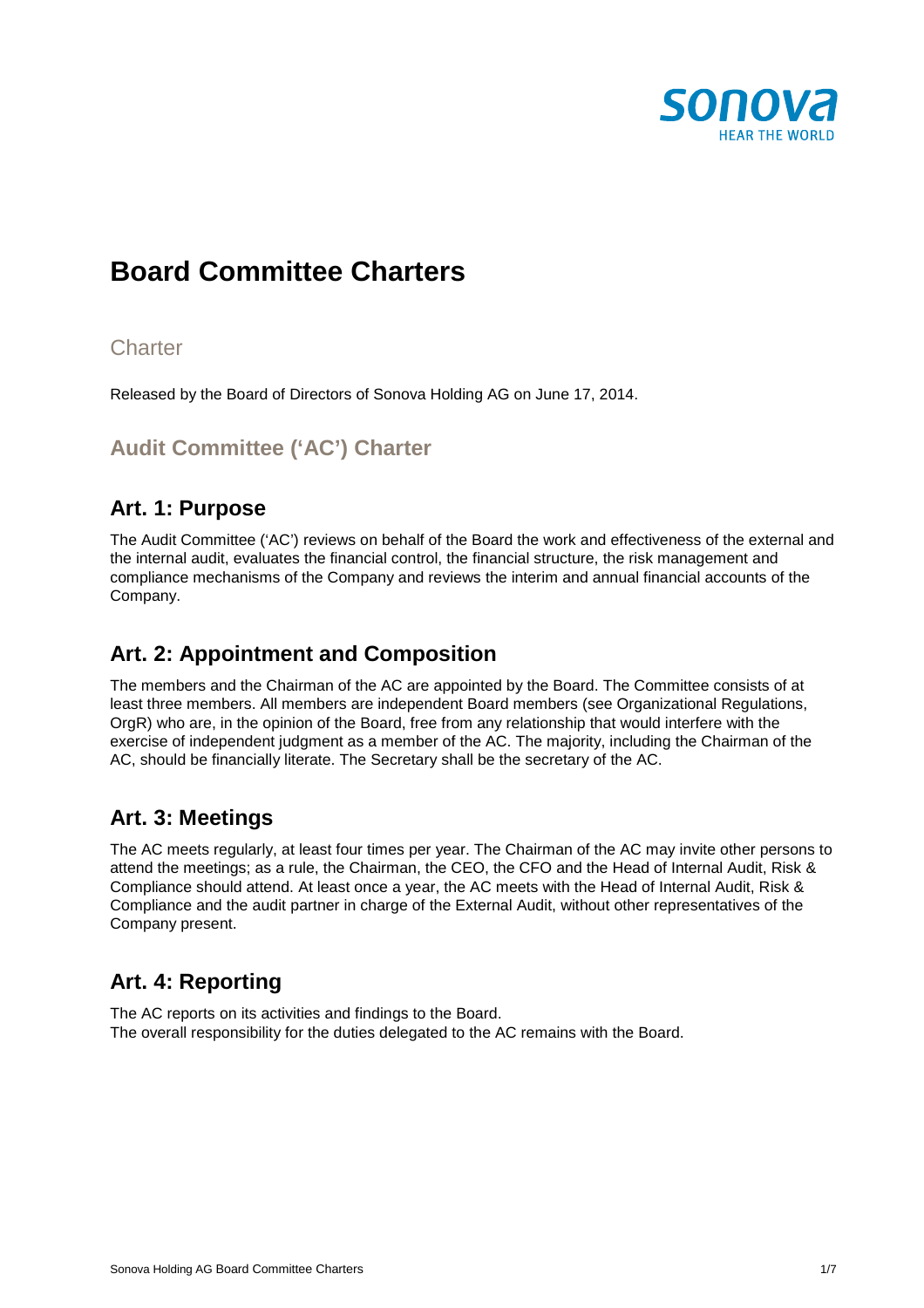# Board Committee Charters

## Charter

Released by the Board of Directors of Sonova Holding AG on June 17, 2014.

## Audit Committee ('AC') Charter

## Art. 1: Purpose

The Audit Committee ('AC') reviews on behalf of the Board the work and effectiveness of the external and the internal audit, evaluates the financial control, the financial structure, the risk management and compliance mechanisms of the Company and reviews the interim and annual financial accounts of the Company.

## Art. 2: Appointment and Composition

The members and the Chairman of the AC are appointed by the Board. The Committee consists of at least three members. All members are independent Board members (see Organizational Regulations, OrgR) who are, in the opinion of the Board, free from any relationship that would interfere with the exercise of independent judgment as a member of the AC. The majority, including the Chairman of the AC, should be financially literate. The Secretary shall be the secretary of the AC.

## Art. 3: Meetings

The AC meets regularly, at least four times per year. The Chairman of the AC may invite other persons to attend the meetings; as a rule, the Chairman, the CEO, the CFO and the Head of Internal Audit, Risk & Compliance should attend. At least once a year, the AC meets with the Head of Internal Audit, Risk & Compliance and the audit partner in charge of the External Audit, without other representatives of the Company present.

## Art. 4: Reporting

The AC reports on its activities and findings to the Board.
The overall responsibility for the duties delegated to the AC remains with the Board.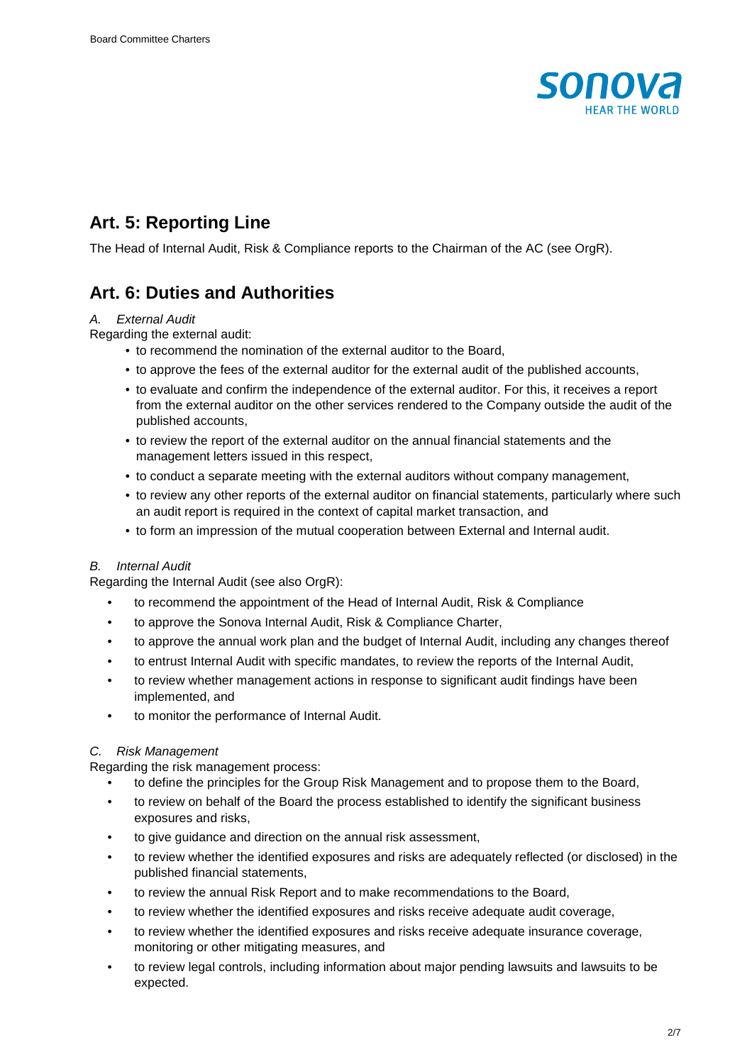## Art. 5: Reporting Line

The Head of Internal Audit, Risk & Compliance reports to the Chairman of the AC (see OrgR).

## Art. 6: Duties and Authorities

*A. External Audit*

Regarding the external audit:

- to recommend the nomination of the external auditor to the Board,
- to approve the fees of the external auditor for the external audit of the published accounts,
- to evaluate and confirm the independence of the external auditor. For this, it receives a report from the external auditor on the other services rendered to the Company outside the audit of the published accounts,
- to review the report of the external auditor on the annual financial statements and the management letters issued in this respect,
- to conduct a separate meeting with the external auditors without company management,
- to review any other reports of the external auditor on financial statements, particularly where such an audit report is required in the context of capital market transaction, and
- to form an impression of the mutual cooperation between External and Internal audit.

*B. Internal Audit*

Regarding the Internal Audit (see also OrgR):

- to recommend the appointment of the Head of Internal Audit, Risk & Compliance
- to approve the Sonova Internal Audit, Risk & Compliance Charter,
- to approve the annual work plan and the budget of Internal Audit, including any changes thereof
- to entrust Internal Audit with specific mandates, to review the reports of the Internal Audit,
- to review whether management actions in response to significant audit findings have been implemented, and
- to monitor the performance of Internal Audit.

*C. Risk Management*

Regarding the risk management process:

- to define the principles for the Group Risk Management and to propose them to the Board,
- to review on behalf of the Board the process established to identify the significant business exposures and risks,
- to give guidance and direction on the annual risk assessment,
- to review whether the identified exposures and risks are adequately reflected (or disclosed) in the published financial statements,
- to review the annual Risk Report and to make recommendations to the Board,
- to review whether the identified exposures and risks receive adequate audit coverage,
- to review whether the identified exposures and risks receive adequate insurance coverage, monitoring or other mitigating measures, and
- to review legal controls, including information about major pending lawsuits and lawsuits to be expected.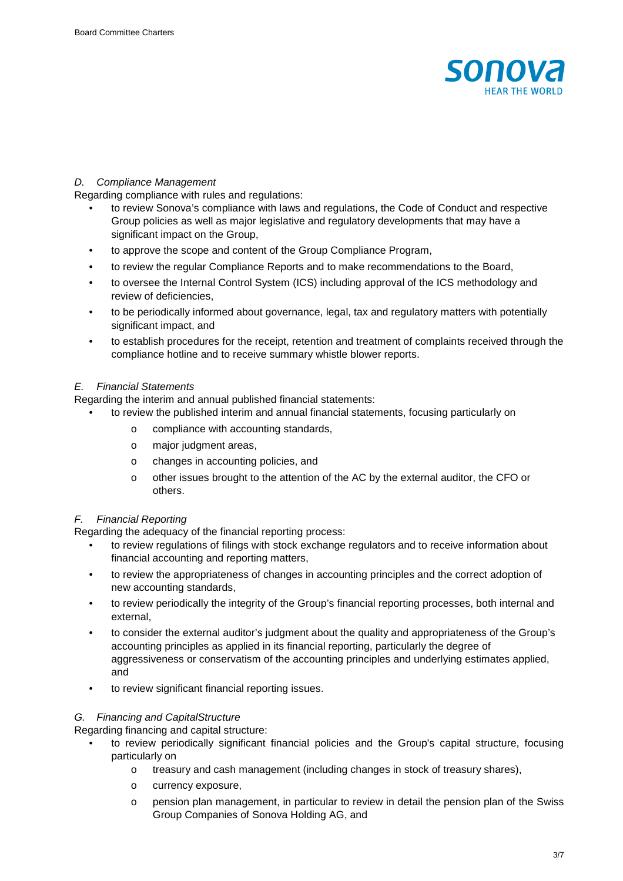*D. Compliance Management*

Regarding compliance with rules and regulations:

- to review Sonova's compliance with laws and regulations, the Code of Conduct and respective Group policies as well as major legislative and regulatory developments that may have a significant impact on the Group,
- to approve the scope and content of the Group Compliance Program,
- to review the regular Compliance Reports and to make recommendations to the Board,
- to oversee the Internal Control System (ICS) including approval of the ICS methodology and review of deficiencies,
- to be periodically informed about governance, legal, tax and regulatory matters with potentially significant impact, and
- to establish procedures for the receipt, retention and treatment of complaints received through the compliance hotline and to receive summary whistle blower reports.

*E. Financial Statements*

Regarding the interim and annual published financial statements:

- to review the published interim and annual financial statements, focusing particularly on
  - compliance with accounting standards,
  - major judgment areas,
  - changes in accounting policies, and
  - other issues brought to the attention of the AC by the external auditor, the CFO or others.

*F. Financial Reporting*

Regarding the adequacy of the financial reporting process:

- to review regulations of filings with stock exchange regulators and to receive information about financial accounting and reporting matters,
- to review the appropriateness of changes in accounting principles and the correct adoption of new accounting standards,
- to review periodically the integrity of the Group's financial reporting processes, both internal and external,
- to consider the external auditor's judgment about the quality and appropriateness of the Group's accounting principles as applied in its financial reporting, particularly the degree of aggressiveness or conservatism of the accounting principles and underlying estimates applied, and
- to review significant financial reporting issues.

*G. Financing and CapitalStructure*

Regarding financing and capital structure:

- to review periodically significant financial policies and the Group's capital structure, focusing particularly on
  - treasury and cash management (including changes in stock of treasury shares),
  - currency exposure,
  - pension plan management, in particular to review in detail the pension plan of the Swiss Group Companies of Sonova Holding AG, and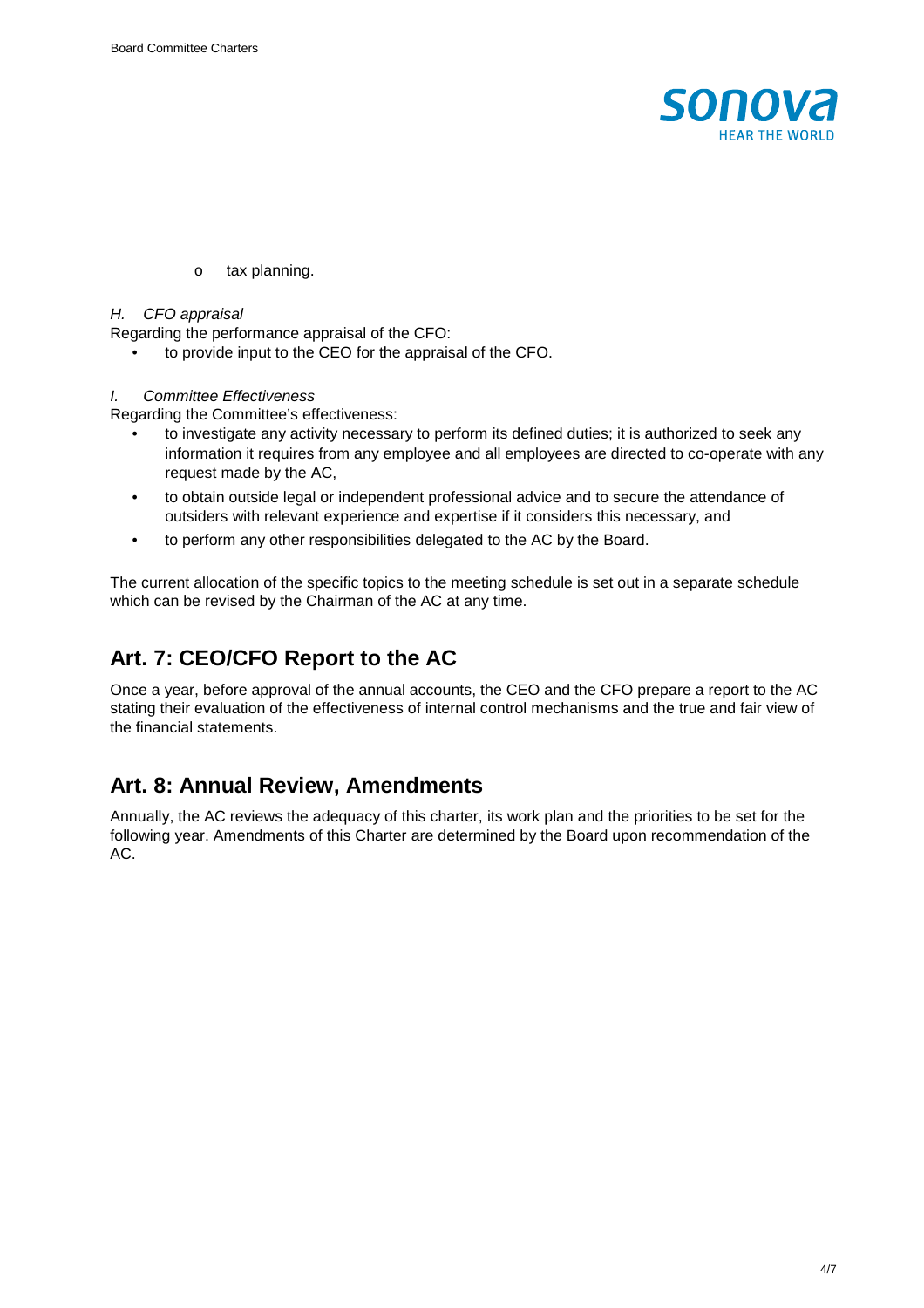- tax planning.

*H. CFO appraisal*

Regarding the performance appraisal of the CFO:

- to provide input to the CEO for the appraisal of the CFO.

*I. Committee Effectiveness*

Regarding the Committee's effectiveness:

- to investigate any activity necessary to perform its defined duties; it is authorized to seek any information it requires from any employee and all employees are directed to co-operate with any request made by the AC,
- to obtain outside legal or independent professional advice and to secure the attendance of outsiders with relevant experience and expertise if it considers this necessary, and
- to perform any other responsibilities delegated to the AC by the Board.

The current allocation of the specific topics to the meeting schedule is set out in a separate schedule which can be revised by the Chairman of the AC at any time.

## Art. 7: CEO/CFO Report to the AC

Once a year, before approval of the annual accounts, the CEO and the CFO prepare a report to the AC stating their evaluation of the effectiveness of internal control mechanisms and the true and fair view of the financial statements.

## Art. 8: Annual Review, Amendments

Annually, the AC reviews the adequacy of this charter, its work plan and the priorities to be set for the following year. Amendments of this Charter are determined by the Board upon recommendation of the AC.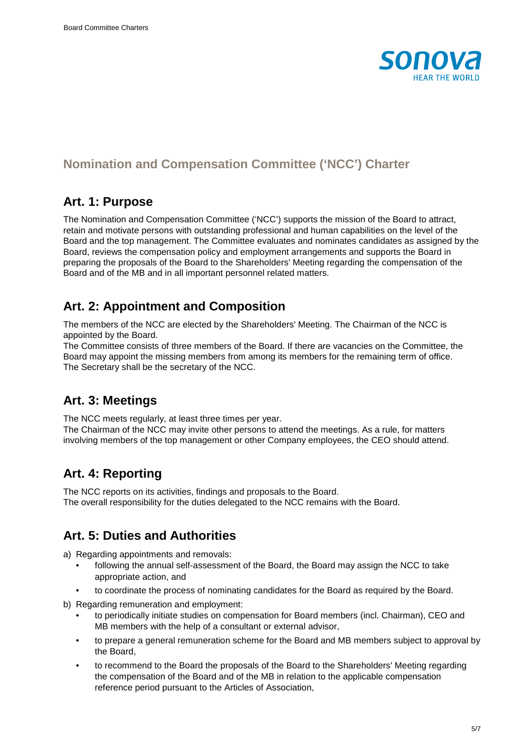## Nomination and Compensation Committee ('NCC') Charter

### Art. 1: Purpose

The Nomination and Compensation Committee ('NCC') supports the mission of the Board to attract, retain and motivate persons with outstanding professional and human capabilities on the level of the Board and the top management. The Committee evaluates and nominates candidates as assigned by the Board, reviews the compensation policy and employment arrangements and supports the Board in preparing the proposals of the Board to the Shareholders' Meeting regarding the compensation of the Board and of the MB and in all important personnel related matters.

### Art. 2: Appointment and Composition

The members of the NCC are elected by the Shareholders' Meeting. The Chairman of the NCC is appointed by the Board.
The Committee consists of three members of the Board. If there are vacancies on the Committee, the Board may appoint the missing members from among its members for the remaining term of office.
The Secretary shall be the secretary of the NCC.

### Art. 3: Meetings

The NCC meets regularly, at least three times per year.
The Chairman of the NCC may invite other persons to attend the meetings. As a rule, for matters involving members of the top management or other Company employees, the CEO should attend.

### Art. 4: Reporting

The NCC reports on its activities, findings and proposals to the Board.
The overall responsibility for the duties delegated to the NCC remains with the Board.

### Art. 5: Duties and Authorities

a) Regarding appointments and removals:
   - following the annual self-assessment of the Board, the Board may assign the NCC to take appropriate action, and
   - to coordinate the process of nominating candidates for the Board as required by the Board.

b) Regarding remuneration and employment:
   - to periodically initiate studies on compensation for Board members (incl. Chairman), CEO and MB members with the help of a consultant or external advisor,
   - to prepare a general remuneration scheme for the Board and MB members subject to approval by the Board,
   - to recommend to the Board the proposals of the Board to the Shareholders' Meeting regarding the compensation of the Board and of the MB in relation to the applicable compensation reference period pursuant to the Articles of Association,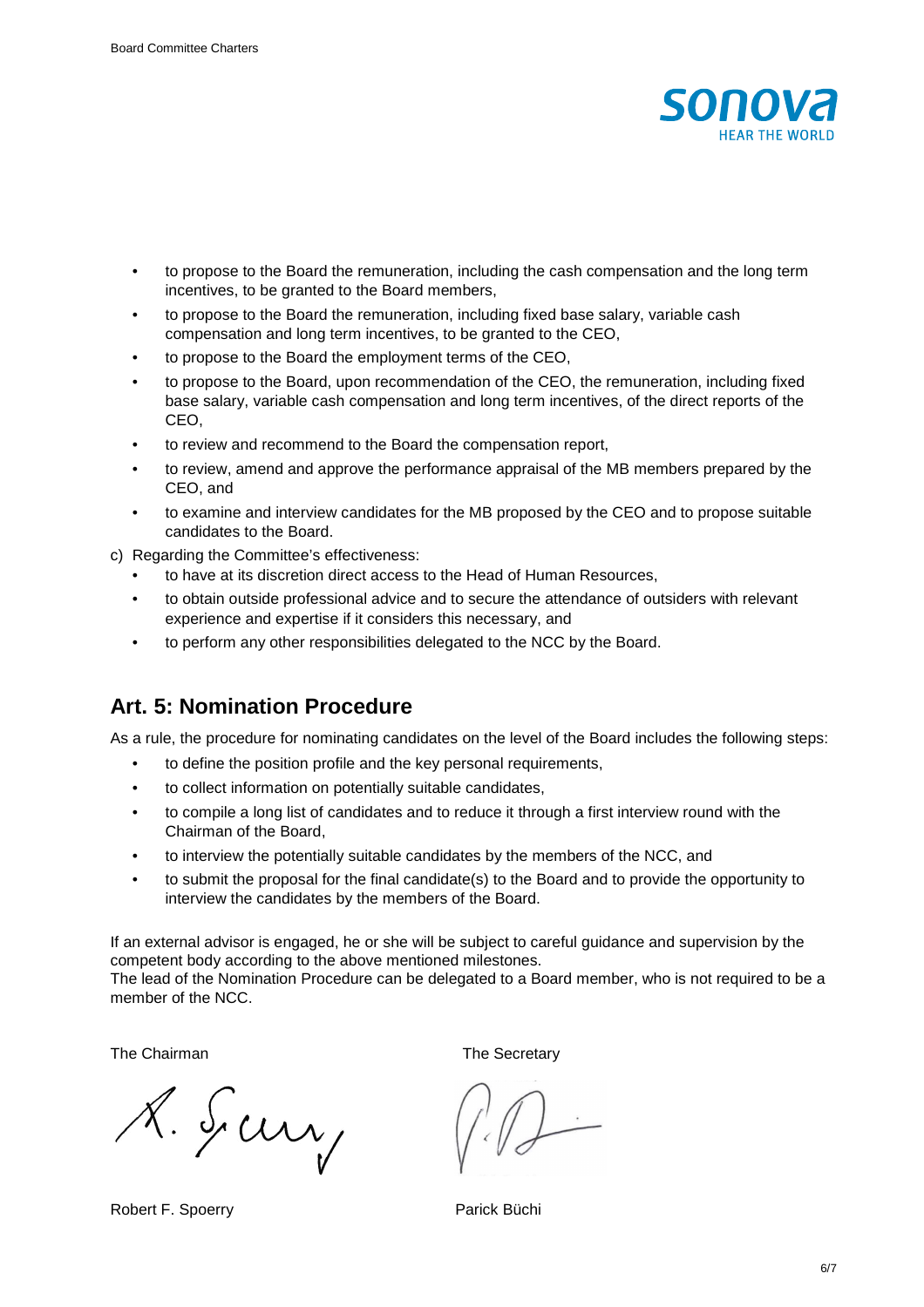- to propose to the Board the remuneration, including the cash compensation and the long term incentives, to be granted to the Board members,
- to propose to the Board the remuneration, including fixed base salary, variable cash compensation and long term incentives, to be granted to the CEO,
- to propose to the Board the employment terms of the CEO,
- to propose to the Board, upon recommendation of the CEO, the remuneration, including fixed base salary, variable cash compensation and long term incentives, of the direct reports of the CEO,
- to review and recommend to the Board the compensation report,
- to review, amend and approve the performance appraisal of the MB members prepared by the CEO, and
- to examine and interview candidates for the MB proposed by the CEO and to propose suitable candidates to the Board.

c) Regarding the Committee's effectiveness:

- to have at its discretion direct access to the Head of Human Resources,
- to obtain outside professional advice and to secure the attendance of outsiders with relevant experience and expertise if it considers this necessary, and
- to perform any other responsibilities delegated to the NCC by the Board.

## Art. 5: Nomination Procedure

As a rule, the procedure for nominating candidates on the level of the Board includes the following steps:

- to define the position profile and the key personal requirements,
- to collect information on potentially suitable candidates,
- to compile a long list of candidates and to reduce it through a first interview round with the Chairman of the Board,
- to interview the potentially suitable candidates by the members of the NCC, and
- to submit the proposal for the final candidate(s) to the Board and to provide the opportunity to interview the candidates by the members of the Board.

If an external advisor is engaged, he or she will be subject to careful guidance and supervision by the competent body according to the above mentioned milestones.
The lead of the Nomination Procedure can be delegated to a Board member, who is not required to be a member of the NCC.

The Chairman

Robert F. Spoerry

The Secretary

Parick Büchi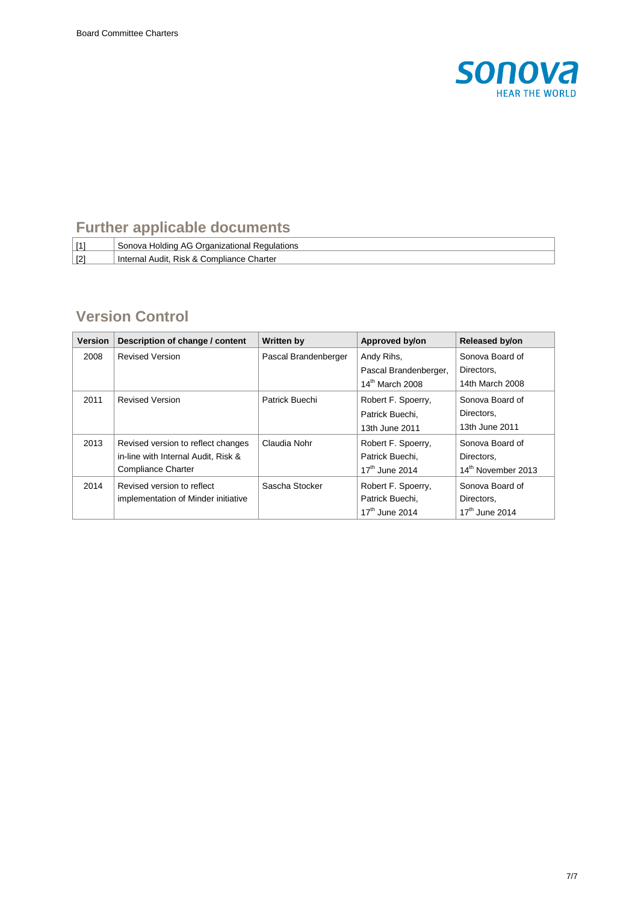## Further applicable documents

| | |
|---|---|
| [1] | Sonova Holding AG Organizational Regulations |
| [2] | Internal Audit, Risk & Compliance Charter |

## Version Control

| Version | Description of change / content | Written by | Approved by/on | Released by/on |
|---|---|---|---|---|
| 2008 | Revised Version | Pascal Brandenberger | Andy Rihs, Pascal Brandenberger, 14th March 2008 | Sonova Board of Directors, 14th March 2008 |
| 2011 | Revised Version | Patrick Buechi | Robert F. Spoerry, Patrick Buechi, 13th June 2011 | Sonova Board of Directors, 13th June 2011 |
| 2013 | Revised version to reflect changes in-line with Internal Audit, Risk & Compliance Charter | Claudia Nohr | Robert F. Spoerry, Patrick Buechi, 17th June 2014 | Sonova Board of Directors, 14th November 2013 |
| 2014 | Revised version to reflect implementation of Minder initiative | Sascha Stocker | Robert F. Spoerry, Patrick Buechi, 17th June 2014 | Sonova Board of Directors, 17th June 2014 |